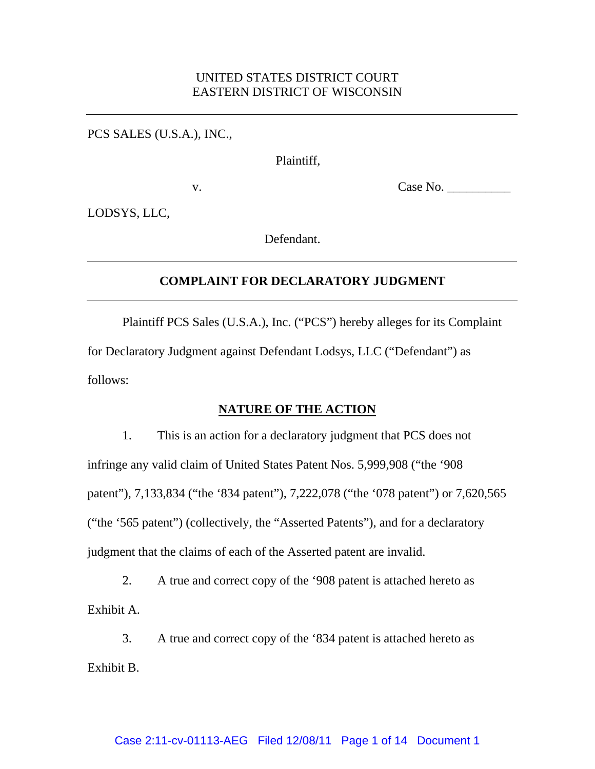UNITED STATES DISTRICT COURT
EASTERN DISTRICT OF WISCONSIN

---

PCS SALES (U.S.A.), INC.,

Plaintiff,

v. Case No. __________

LODSYS, LLC,

Defendant.

---

**COMPLAINT FOR DECLARATORY JUDGMENT**

---

Plaintiff PCS Sales (U.S.A.), Inc. ("PCS") hereby alleges for its Complaint for Declaratory Judgment against Defendant Lodsys, LLC ("Defendant") as follows:

## NATURE OF THE ACTION

1. This is an action for a declaratory judgment that PCS does not infringe any valid claim of United States Patent Nos. 5,999,908 ("the '908 patent"), 7,133,834 ("the '834 patent"), 7,222,078 ("the '078 patent") or 7,620,565 ("the '565 patent") (collectively, the "Asserted Patents"), and for a declaratory judgment that the claims of each of the Asserted patent are invalid.

2. A true and correct copy of the '908 patent is attached hereto as Exhibit A.

3. A true and correct copy of the '834 patent is attached hereto as Exhibit B.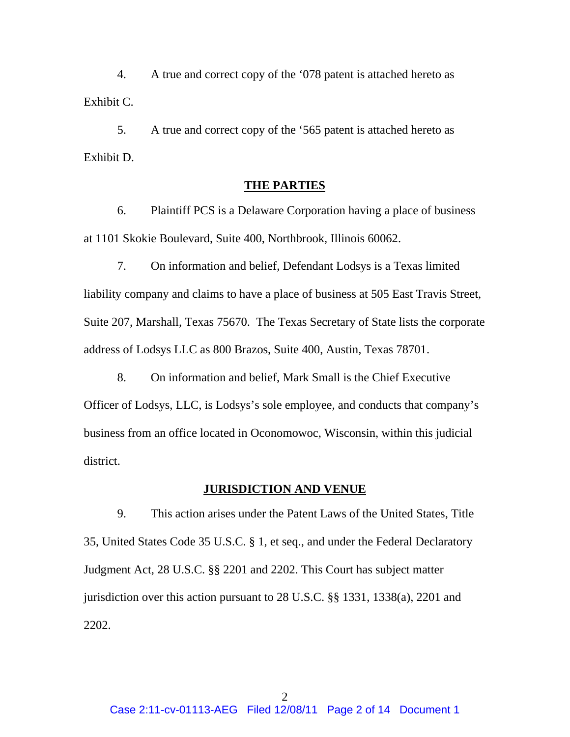4. A true and correct copy of the '078 patent is attached hereto as Exhibit C.

5. A true and correct copy of the '565 patent is attached hereto as Exhibit D.

## THE PARTIES

6. Plaintiff PCS is a Delaware Corporation having a place of business at 1101 Skokie Boulevard, Suite 400, Northbrook, Illinois 60062.

7. On information and belief, Defendant Lodsys is a Texas limited liability company and claims to have a place of business at 505 East Travis Street, Suite 207, Marshall, Texas 75670. The Texas Secretary of State lists the corporate address of Lodsys LLC as 800 Brazos, Suite 400, Austin, Texas 78701.

8. On information and belief, Mark Small is the Chief Executive Officer of Lodsys, LLC, is Lodsys's sole employee, and conducts that company's business from an office located in Oconomowoc, Wisconsin, within this judicial district.

## JURISDICTION AND VENUE

9. This action arises under the Patent Laws of the United States, Title 35, United States Code 35 U.S.C. § 1, et seq., and under the Federal Declaratory Judgment Act, 28 U.S.C. §§ 2201 and 2202. This Court has subject matter jurisdiction over this action pursuant to 28 U.S.C. §§ 1331, 1338(a), 2201 and 2202.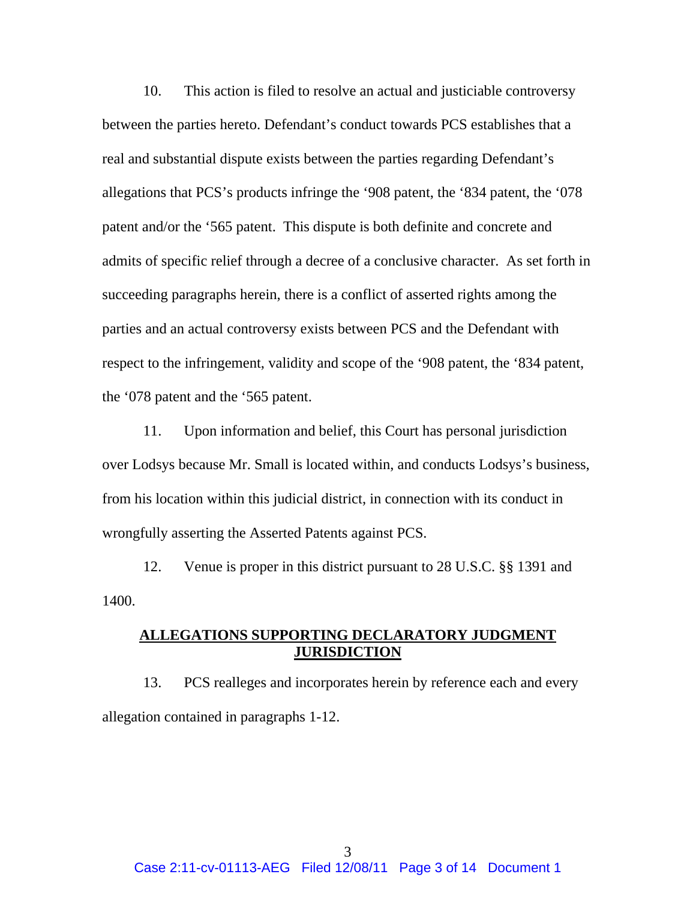10. This action is filed to resolve an actual and justiciable controversy between the parties hereto. Defendant's conduct towards PCS establishes that a real and substantial dispute exists between the parties regarding Defendant's allegations that PCS's products infringe the '908 patent, the '834 patent, the '078 patent and/or the '565 patent. This dispute is both definite and concrete and admits of specific relief through a decree of a conclusive character. As set forth in succeeding paragraphs herein, there is a conflict of asserted rights among the parties and an actual controversy exists between PCS and the Defendant with respect to the infringement, validity and scope of the '908 patent, the '834 patent, the '078 patent and the '565 patent.

11. Upon information and belief, this Court has personal jurisdiction over Lodsys because Mr. Small is located within, and conducts Lodsys's business, from his location within this judicial district, in connection with its conduct in wrongfully asserting the Asserted Patents against PCS.

12. Venue is proper in this district pursuant to 28 U.S.C. §§ 1391 and 1400.

## ALLEGATIONS SUPPORTING DECLARATORY JUDGMENT JURISDICTION

13. PCS realleges and incorporates herein by reference each and every allegation contained in paragraphs 1-12.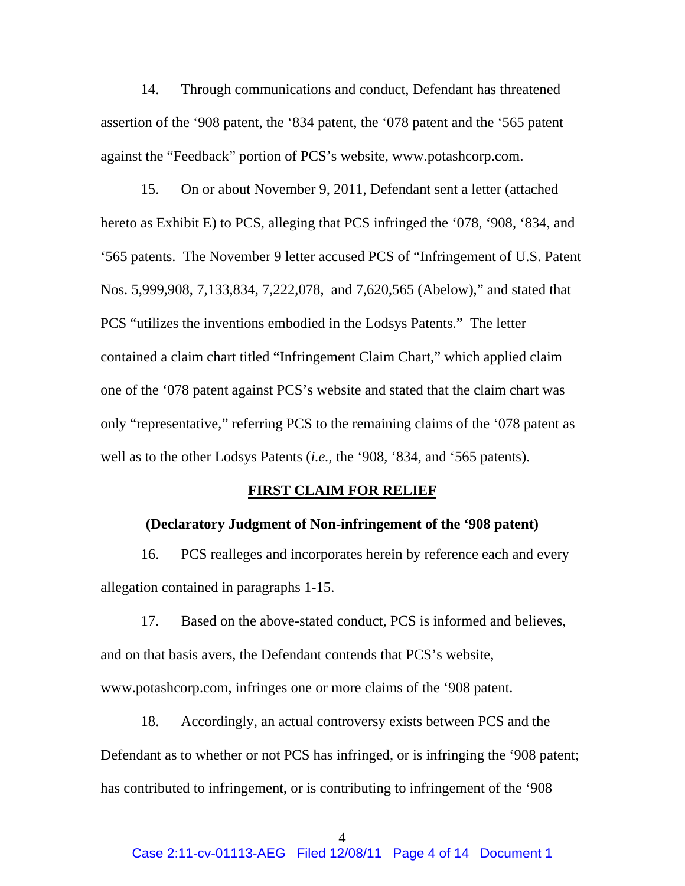14. Through communications and conduct, Defendant has threatened assertion of the '908 patent, the '834 patent, the '078 patent and the '565 patent against the "Feedback" portion of PCS's website, www.potashcorp.com.

15. On or about November 9, 2011, Defendant sent a letter (attached hereto as Exhibit E) to PCS, alleging that PCS infringed the '078, '908, '834, and '565 patents. The November 9 letter accused PCS of "Infringement of U.S. Patent Nos. 5,999,908, 7,133,834, 7,222,078, and 7,620,565 (Abelow)," and stated that PCS "utilizes the inventions embodied in the Lodsys Patents." The letter contained a claim chart titled "Infringement Claim Chart," which applied claim one of the '078 patent against PCS's website and stated that the claim chart was only "representative," referring PCS to the remaining claims of the '078 patent as well as to the other Lodsys Patents (*i.e.*, the '908, '834, and '565 patents).

**<u>FIRST CLAIM FOR RELIEF</u>**

**(Declaratory Judgment of Non-infringement of the '908 patent)**

16. PCS realleges and incorporates herein by reference each and every allegation contained in paragraphs 1-15.

17. Based on the above-stated conduct, PCS is informed and believes, and on that basis avers, the Defendant contends that PCS's website, www.potashcorp.com, infringes one or more claims of the '908 patent.

18. Accordingly, an actual controversy exists between PCS and the Defendant as to whether or not PCS has infringed, or is infringing the '908 patent; has contributed to infringement, or is contributing to infringement of the '908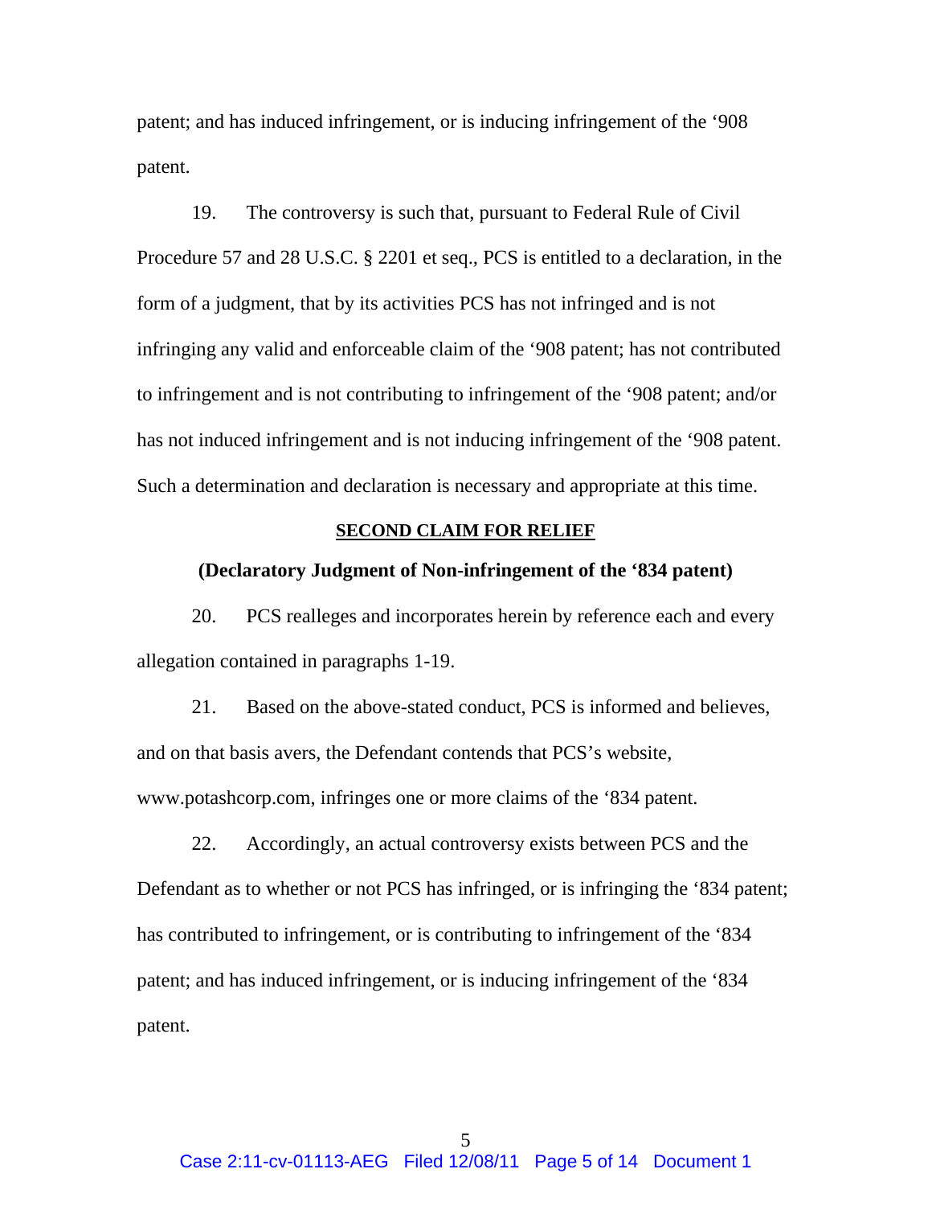patent; and has induced infringement, or is inducing infringement of the '908 patent.

19. The controversy is such that, pursuant to Federal Rule of Civil Procedure 57 and 28 U.S.C. § 2201 et seq., PCS is entitled to a declaration, in the form of a judgment, that by its activities PCS has not infringed and is not infringing any valid and enforceable claim of the '908 patent; has not contributed to infringement and is not contributing to infringement of the '908 patent; and/or has not induced infringement and is not inducing infringement of the '908 patent. Such a determination and declaration is necessary and appropriate at this time.

## SECOND CLAIM FOR RELIEF

### (Declaratory Judgment of Non-infringement of the '834 patent)

20. PCS realleges and incorporates herein by reference each and every allegation contained in paragraphs 1-19.

21. Based on the above-stated conduct, PCS is informed and believes, and on that basis avers, the Defendant contends that PCS's website, www.potashcorp.com, infringes one or more claims of the '834 patent.

22. Accordingly, an actual controversy exists between PCS and the Defendant as to whether or not PCS has infringed, or is infringing the '834 patent; has contributed to infringement, or is contributing to infringement of the '834 patent; and has induced infringement, or is inducing infringement of the '834 patent.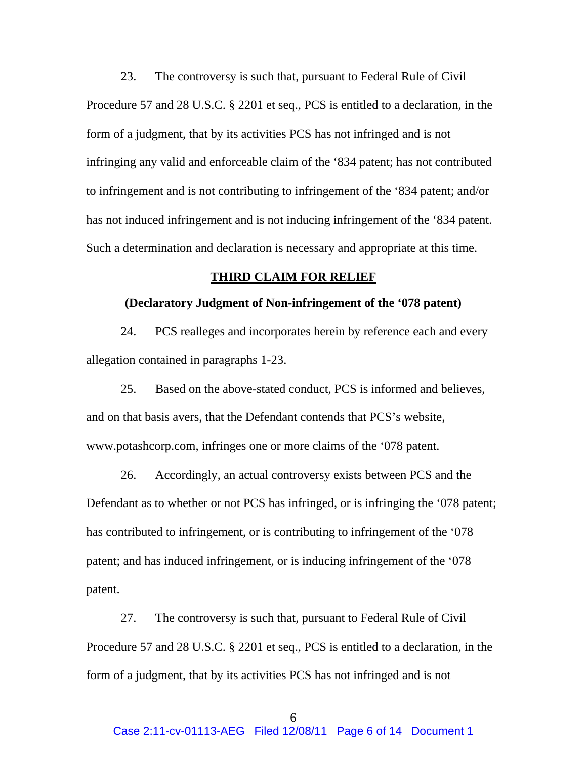23. The controversy is such that, pursuant to Federal Rule of Civil Procedure 57 and 28 U.S.C. § 2201 et seq., PCS is entitled to a declaration, in the form of a judgment, that by its activities PCS has not infringed and is not infringing any valid and enforceable claim of the '834 patent; has not contributed to infringement and is not contributing to infringement of the '834 patent; and/or has not induced infringement and is not inducing infringement of the '834 patent. Such a determination and declaration is necessary and appropriate at this time.

**THIRD CLAIM FOR RELIEF**

**(Declaratory Judgment of Non-infringement of the '078 patent)**

24. PCS realleges and incorporates herein by reference each and every allegation contained in paragraphs 1-23.

25. Based on the above-stated conduct, PCS is informed and believes, and on that basis avers, that the Defendant contends that PCS's website, www.potashcorp.com, infringes one or more claims of the '078 patent.

26. Accordingly, an actual controversy exists between PCS and the Defendant as to whether or not PCS has infringed, or is infringing the '078 patent; has contributed to infringement, or is contributing to infringement of the '078 patent; and has induced infringement, or is inducing infringement of the '078 patent.

27. The controversy is such that, pursuant to Federal Rule of Civil Procedure 57 and 28 U.S.C. § 2201 et seq., PCS is entitled to a declaration, in the form of a judgment, that by its activities PCS has not infringed and is not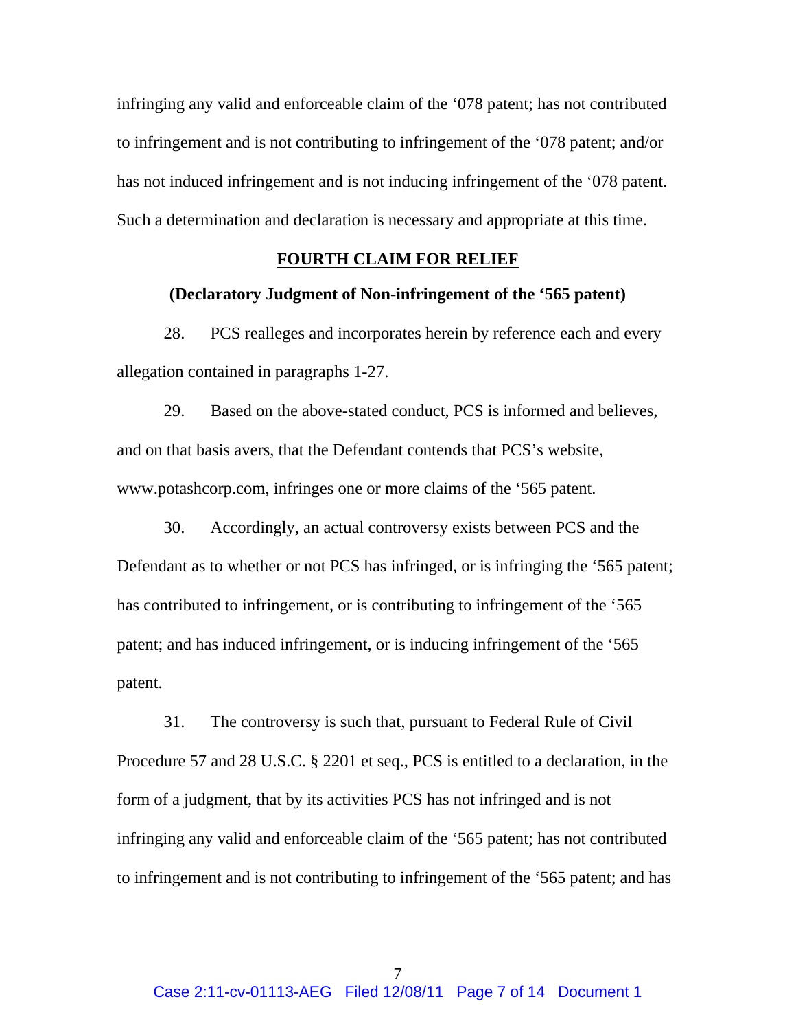infringing any valid and enforceable claim of the '078 patent; has not contributed to infringement and is not contributing to infringement of the '078 patent; and/or has not induced infringement and is not inducing infringement of the '078 patent. Such a determination and declaration is necessary and appropriate at this time.

**FOURTH CLAIM FOR RELIEF**

**(Declaratory Judgment of Non-infringement of the '565 patent)**

28. PCS realleges and incorporates herein by reference each and every allegation contained in paragraphs 1-27.

29. Based on the above-stated conduct, PCS is informed and believes, and on that basis avers, that the Defendant contends that PCS's website, www.potashcorp.com, infringes one or more claims of the '565 patent.

30. Accordingly, an actual controversy exists between PCS and the Defendant as to whether or not PCS has infringed, or is infringing the '565 patent; has contributed to infringement, or is contributing to infringement of the '565 patent; and has induced infringement, or is inducing infringement of the '565 patent.

31. The controversy is such that, pursuant to Federal Rule of Civil Procedure 57 and 28 U.S.C. § 2201 et seq., PCS is entitled to a declaration, in the form of a judgment, that by its activities PCS has not infringed and is not infringing any valid and enforceable claim of the '565 patent; has not contributed to infringement and is not contributing to infringement of the '565 patent; and has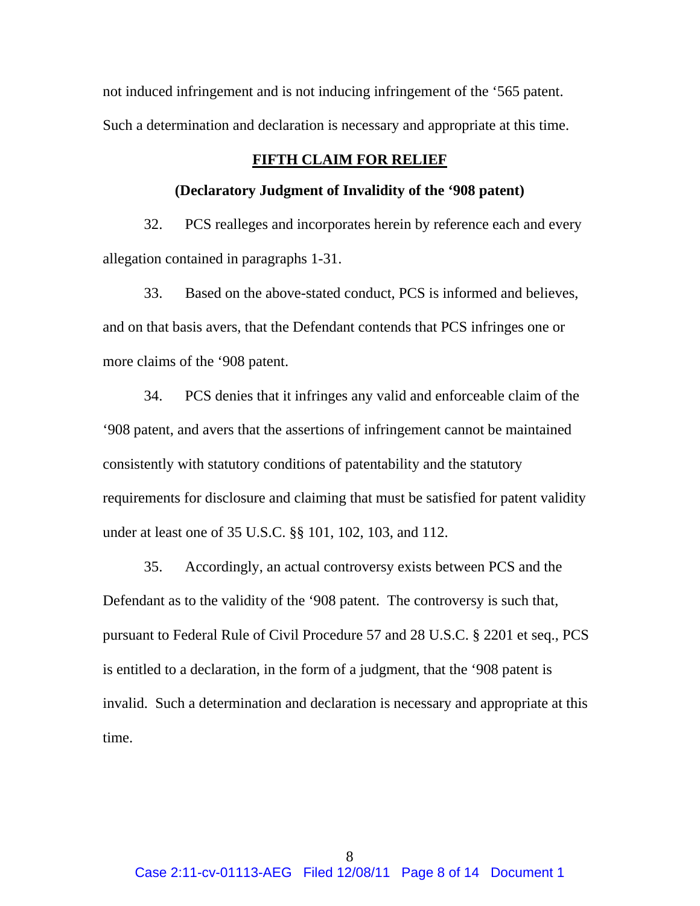not induced infringement and is not inducing infringement of the ‘565 patent. Such a determination and declaration is necessary and appropriate at this time.

**FIFTH CLAIM FOR RELIEF**

**(Declaratory Judgment of Invalidity of the ‘908 patent)**

32. PCS realleges and incorporates herein by reference each and every allegation contained in paragraphs 1-31.

33. Based on the above-stated conduct, PCS is informed and believes, and on that basis avers, that the Defendant contends that PCS infringes one or more claims of the ‘908 patent.

34. PCS denies that it infringes any valid and enforceable claim of the ‘908 patent, and avers that the assertions of infringement cannot be maintained consistently with statutory conditions of patentability and the statutory requirements for disclosure and claiming that must be satisfied for patent validity under at least one of 35 U.S.C. §§ 101, 102, 103, and 112.

35. Accordingly, an actual controversy exists between PCS and the Defendant as to the validity of the ‘908 patent. The controversy is such that, pursuant to Federal Rule of Civil Procedure 57 and 28 U.S.C. § 2201 et seq., PCS is entitled to a declaration, in the form of a judgment, that the ‘908 patent is invalid. Such a determination and declaration is necessary and appropriate at this time.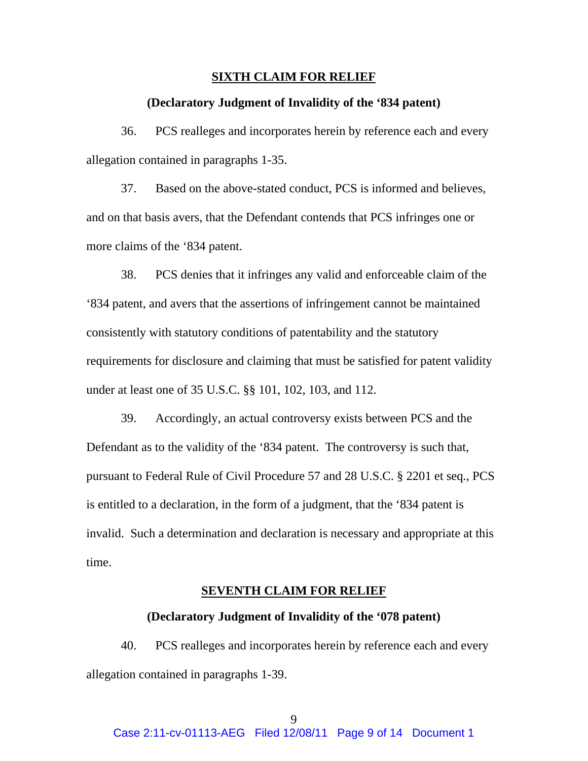**SIXTH CLAIM FOR RELIEF**

**(Declaratory Judgment of Invalidity of the '834 patent)**

36. PCS realleges and incorporates herein by reference each and every allegation contained in paragraphs 1-35.

37. Based on the above-stated conduct, PCS is informed and believes, and on that basis avers, that the Defendant contends that PCS infringes one or more claims of the '834 patent.

38. PCS denies that it infringes any valid and enforceable claim of the '834 patent, and avers that the assertions of infringement cannot be maintained consistently with statutory conditions of patentability and the statutory requirements for disclosure and claiming that must be satisfied for patent validity under at least one of 35 U.S.C. §§ 101, 102, 103, and 112.

39. Accordingly, an actual controversy exists between PCS and the Defendant as to the validity of the '834 patent. The controversy is such that, pursuant to Federal Rule of Civil Procedure 57 and 28 U.S.C. § 2201 et seq., PCS is entitled to a declaration, in the form of a judgment, that the '834 patent is invalid. Such a determination and declaration is necessary and appropriate at this time.

**SEVENTH CLAIM FOR RELIEF**

**(Declaratory Judgment of Invalidity of the '078 patent)**

40. PCS realleges and incorporates herein by reference each and every allegation contained in paragraphs 1-39.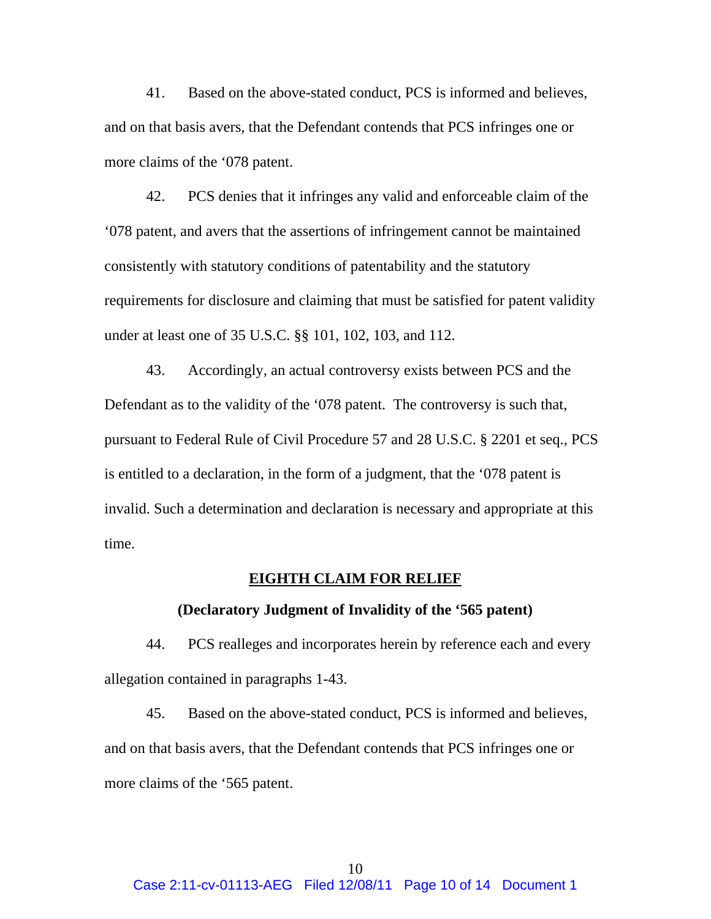41. Based on the above-stated conduct, PCS is informed and believes, and on that basis avers, that the Defendant contends that PCS infringes one or more claims of the ‘078 patent.

42. PCS denies that it infringes any valid and enforceable claim of the ‘078 patent, and avers that the assertions of infringement cannot be maintained consistently with statutory conditions of patentability and the statutory requirements for disclosure and claiming that must be satisfied for patent validity under at least one of 35 U.S.C. §§ 101, 102, 103, and 112.

43. Accordingly, an actual controversy exists between PCS and the Defendant as to the validity of the ‘078 patent. The controversy is such that, pursuant to Federal Rule of Civil Procedure 57 and 28 U.S.C. § 2201 et seq., PCS is entitled to a declaration, in the form of a judgment, that the ‘078 patent is invalid. Such a determination and declaration is necessary and appropriate at this time.

## EIGHTH CLAIM FOR RELIEF

### (Declaratory Judgment of Invalidity of the ‘565 patent)

44. PCS realleges and incorporates herein by reference each and every allegation contained in paragraphs 1-43.

45. Based on the above-stated conduct, PCS is informed and believes, and on that basis avers, that the Defendant contends that PCS infringes one or more claims of the ‘565 patent.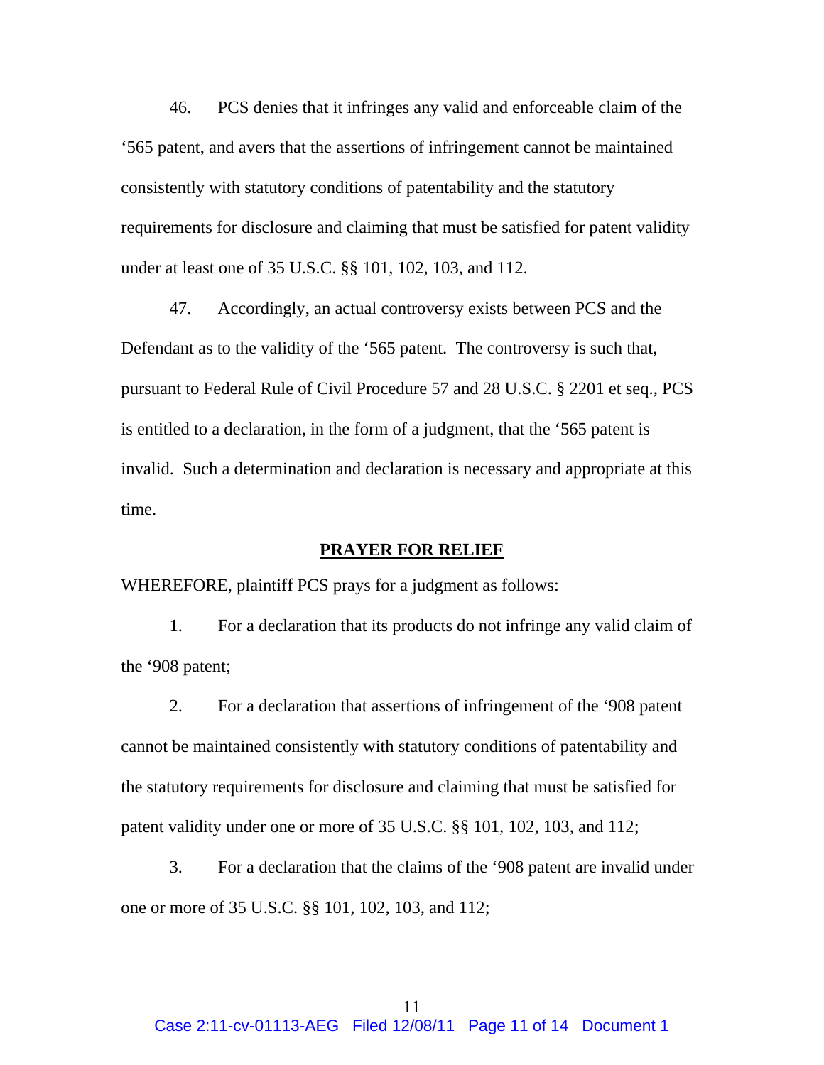46. PCS denies that it infringes any valid and enforceable claim of the '565 patent, and avers that the assertions of infringement cannot be maintained consistently with statutory conditions of patentability and the statutory requirements for disclosure and claiming that must be satisfied for patent validity under at least one of 35 U.S.C. §§ 101, 102, 103, and 112.

47. Accordingly, an actual controversy exists between PCS and the Defendant as to the validity of the '565 patent. The controversy is such that, pursuant to Federal Rule of Civil Procedure 57 and 28 U.S.C. § 2201 et seq., PCS is entitled to a declaration, in the form of a judgment, that the '565 patent is invalid. Such a determination and declaration is necessary and appropriate at this time.

## PRAYER FOR RELIEF

WHEREFORE, plaintiff PCS prays for a judgment as follows:

1. For a declaration that its products do not infringe any valid claim of the '908 patent;

2. For a declaration that assertions of infringement of the '908 patent cannot be maintained consistently with statutory conditions of patentability and the statutory requirements for disclosure and claiming that must be satisfied for patent validity under one or more of 35 U.S.C. §§ 101, 102, 103, and 112;

3. For a declaration that the claims of the '908 patent are invalid under one or more of 35 U.S.C. §§ 101, 102, 103, and 112;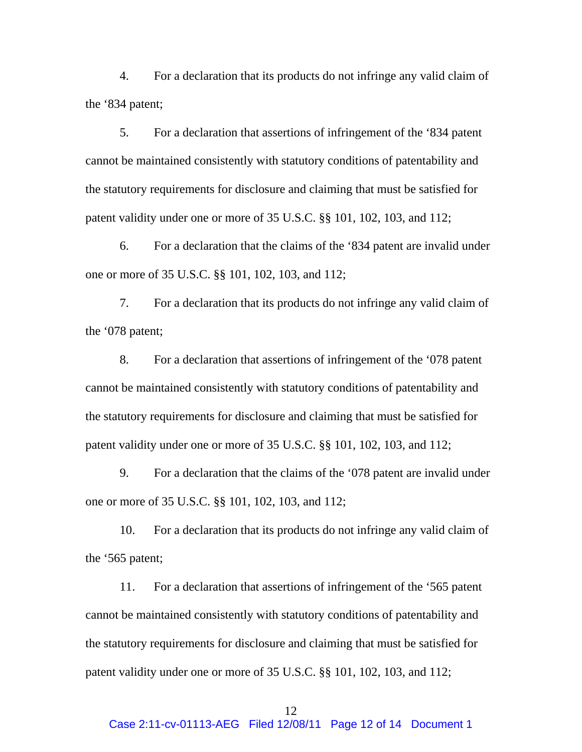4. For a declaration that its products do not infringe any valid claim of the '834 patent;

5. For a declaration that assertions of infringement of the '834 patent cannot be maintained consistently with statutory conditions of patentability and the statutory requirements for disclosure and claiming that must be satisfied for patent validity under one or more of 35 U.S.C. §§ 101, 102, 103, and 112;

6. For a declaration that the claims of the '834 patent are invalid under one or more of 35 U.S.C. §§ 101, 102, 103, and 112;

7. For a declaration that its products do not infringe any valid claim of the '078 patent;

8. For a declaration that assertions of infringement of the '078 patent cannot be maintained consistently with statutory conditions of patentability and the statutory requirements for disclosure and claiming that must be satisfied for patent validity under one or more of 35 U.S.C. §§ 101, 102, 103, and 112;

9. For a declaration that the claims of the '078 patent are invalid under one or more of 35 U.S.C. §§ 101, 102, 103, and 112;

10. For a declaration that its products do not infringe any valid claim of the '565 patent;

11. For a declaration that assertions of infringement of the '565 patent cannot be maintained consistently with statutory conditions of patentability and the statutory requirements for disclosure and claiming that must be satisfied for patent validity under one or more of 35 U.S.C. §§ 101, 102, 103, and 112;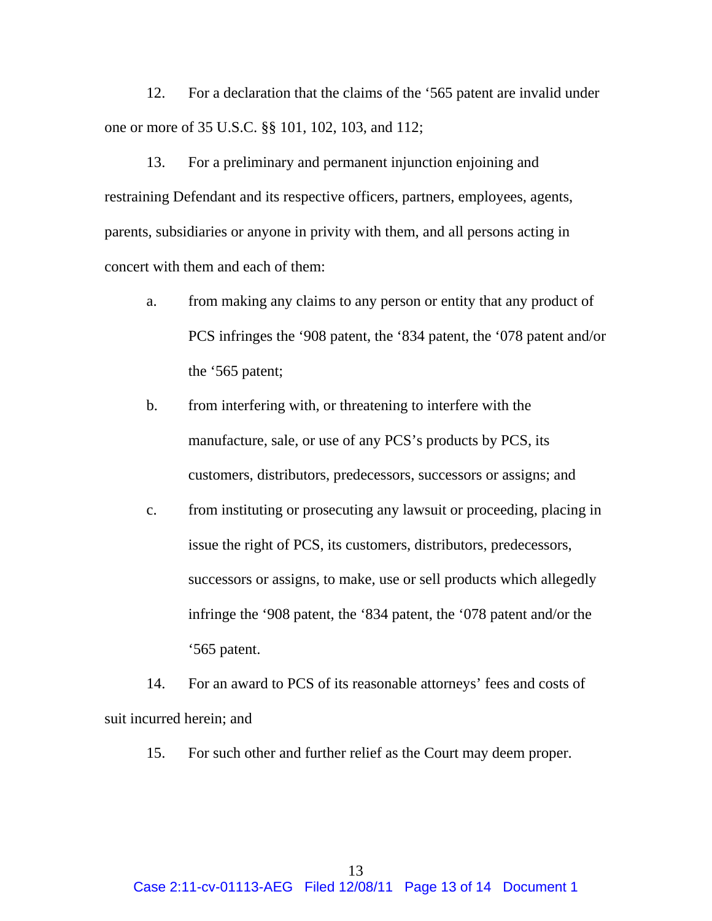12. For a declaration that the claims of the '565 patent are invalid under one or more of 35 U.S.C. §§ 101, 102, 103, and 112;

13. For a preliminary and permanent injunction enjoining and restraining Defendant and its respective officers, partners, employees, agents, parents, subsidiaries or anyone in privity with them, and all persons acting in concert with them and each of them:

   a. from making any claims to any person or entity that any product of PCS infringes the '908 patent, the '834 patent, the '078 patent and/or the '565 patent;

   b. from interfering with, or threatening to interfere with the manufacture, sale, or use of any PCS's products by PCS, its customers, distributors, predecessors, successors or assigns; and

   c. from instituting or prosecuting any lawsuit or proceeding, placing in issue the right of PCS, its customers, distributors, predecessors, successors or assigns, to make, use or sell products which allegedly infringe the '908 patent, the '834 patent, the '078 patent and/or the '565 patent.

14. For an award to PCS of its reasonable attorneys' fees and costs of suit incurred herein; and

15. For such other and further relief as the Court may deem proper.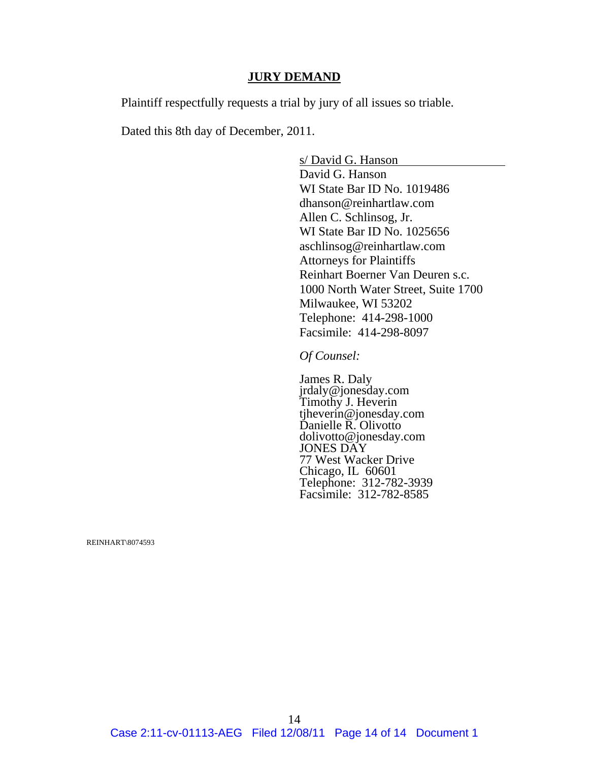**JURY DEMAND**

Plaintiff respectfully requests a trial by jury of all issues so triable.

Dated this 8th day of December, 2011.

s/ David G. Hanson
David G. Hanson
WI State Bar ID No. 1019486
dhanson@reinhartlaw.com
Allen C. Schlinsog, Jr.
WI State Bar ID No. 1025656
aschlinsog@reinhartlaw.com
Attorneys for Plaintiffs
Reinhart Boerner Van Deuren s.c.
1000 North Water Street, Suite 1700
Milwaukee, WI 53202
Telephone: 414-298-1000
Facsimile: 414-298-8097

*Of Counsel:*

James R. Daly
jrdaly@jonesday.com
Timothy J. Heverin
tjheverin@jonesday.com
Danielle R. Olivotto
dolivotto@jonesday.com
JONES DAY
77 West Wacker Drive
Chicago, IL 60601
Telephone: 312-782-3939
Facsimile: 312-782-8585

REINHART\8074593